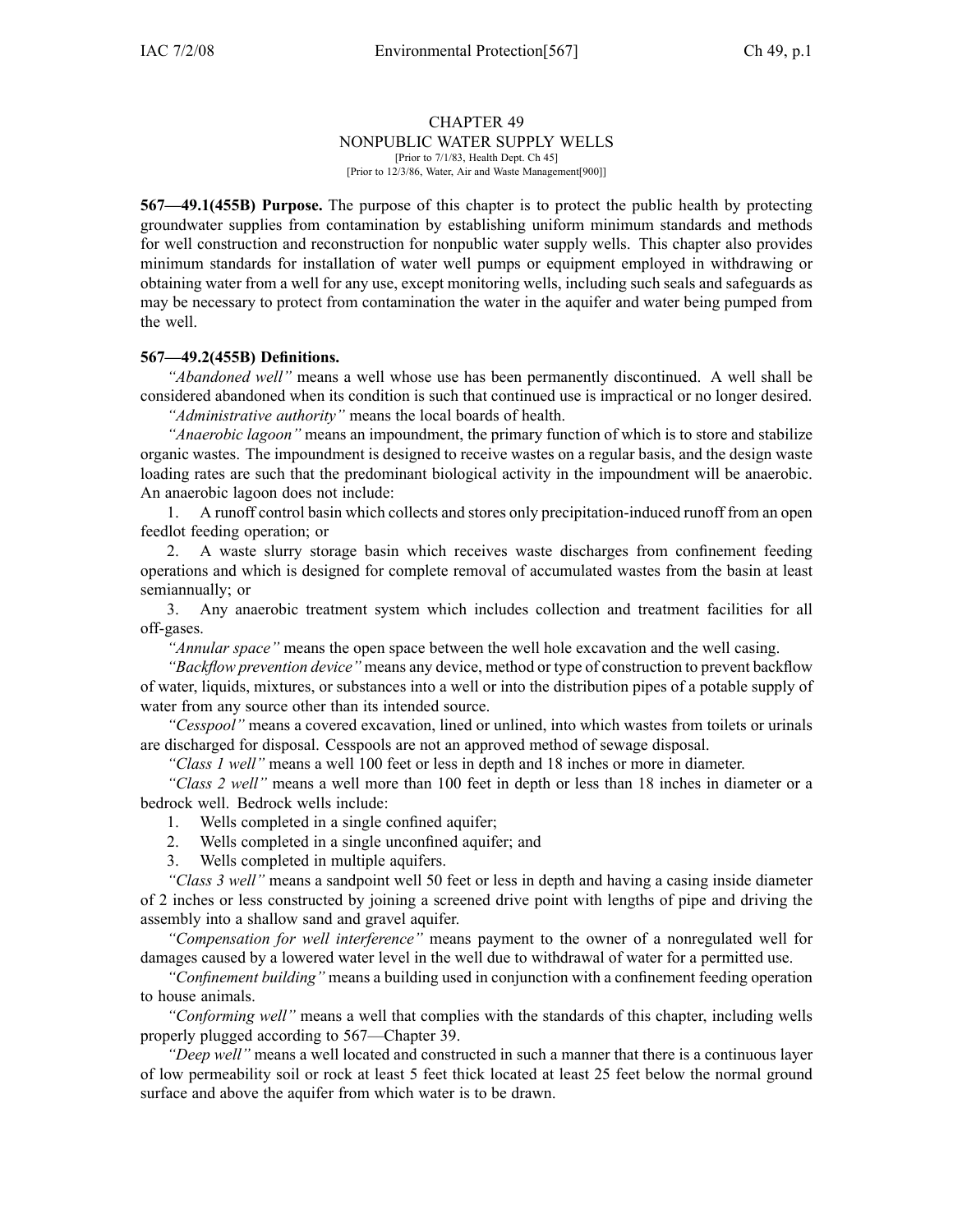# CHAPTER 49
## NONPUBLIC WATER SUPPLY WELLS
[Prior to 7/1/83, Health Dept. Ch 45]
[Prior to 12/3/86, Water, Air and Waste Management[900]]

**567—49.1(455B) Purpose.** The purpose of this chapter is to protect the public health by protecting groundwater supplies from contamination by establishing uniform minimum standards and methods for well construction and reconstruction for nonpublic water supply wells. This chapter also provides minimum standards for installation of water well pumps or equipment employed in withdrawing or obtaining water from a well for any use, except monitoring wells, including such seals and safeguards as may be necessary to protect from contamination the water in the aquifer and water being pumped from the well.

**567—49.2(455B) Definitions.**

*"Abandoned well"* means a well whose use has been permanently discontinued. A well shall be considered abandoned when its condition is such that continued use is impractical or no longer desired.

*"Administrative authority"* means the local boards of health.

*"Anaerobic lagoon"* means an impoundment, the primary function of which is to store and stabilize organic wastes. The impoundment is designed to receive wastes on a regular basis, and the design waste loading rates are such that the predominant biological activity in the impoundment will be anaerobic. An anaerobic lagoon does not include:

1. A runoff control basin which collects and stores only precipitation-induced runoff from an open feedlot feeding operation; or
2. A waste slurry storage basin which receives waste discharges from confinement feeding operations and which is designed for complete removal of accumulated wastes from the basin at least semiannually; or
3. Any anaerobic treatment system which includes collection and treatment facilities for all off-gases.

*"Annular space"* means the open space between the well hole excavation and the well casing.

*"Backflow prevention device"* means any device, method or type of construction to prevent backflow of water, liquids, mixtures, or substances into a well or into the distribution pipes of a potable supply of water from any source other than its intended source.

*"Cesspool"* means a covered excavation, lined or unlined, into which wastes from toilets or urinals are discharged for disposal. Cesspools are not an approved method of sewage disposal.

*"Class 1 well"* means a well 100 feet or less in depth and 18 inches or more in diameter.

*"Class 2 well"* means a well more than 100 feet in depth or less than 18 inches in diameter or a bedrock well. Bedrock wells include:

1. Wells completed in a single confined aquifer;
2. Wells completed in a single unconfined aquifer; and
3. Wells completed in multiple aquifers.

*"Class 3 well"* means a sandpoint well 50 feet or less in depth and having a casing inside diameter of 2 inches or less constructed by joining a screened drive point with lengths of pipe and driving the assembly into a shallow sand and gravel aquifer.

*"Compensation for well interference"* means payment to the owner of a nonregulated well for damages caused by a lowered water level in the well due to withdrawal of water for a permitted use.

*"Confinement building"* means a building used in conjunction with a confinement feeding operation to house animals.

*"Conforming well"* means a well that complies with the standards of this chapter, including wells properly plugged according to 567—Chapter 39.

*"Deep well"* means a well located and constructed in such a manner that there is a continuous layer of low permeability soil or rock at least 5 feet thick located at least 25 feet below the normal ground surface and above the aquifer from which water is to be drawn.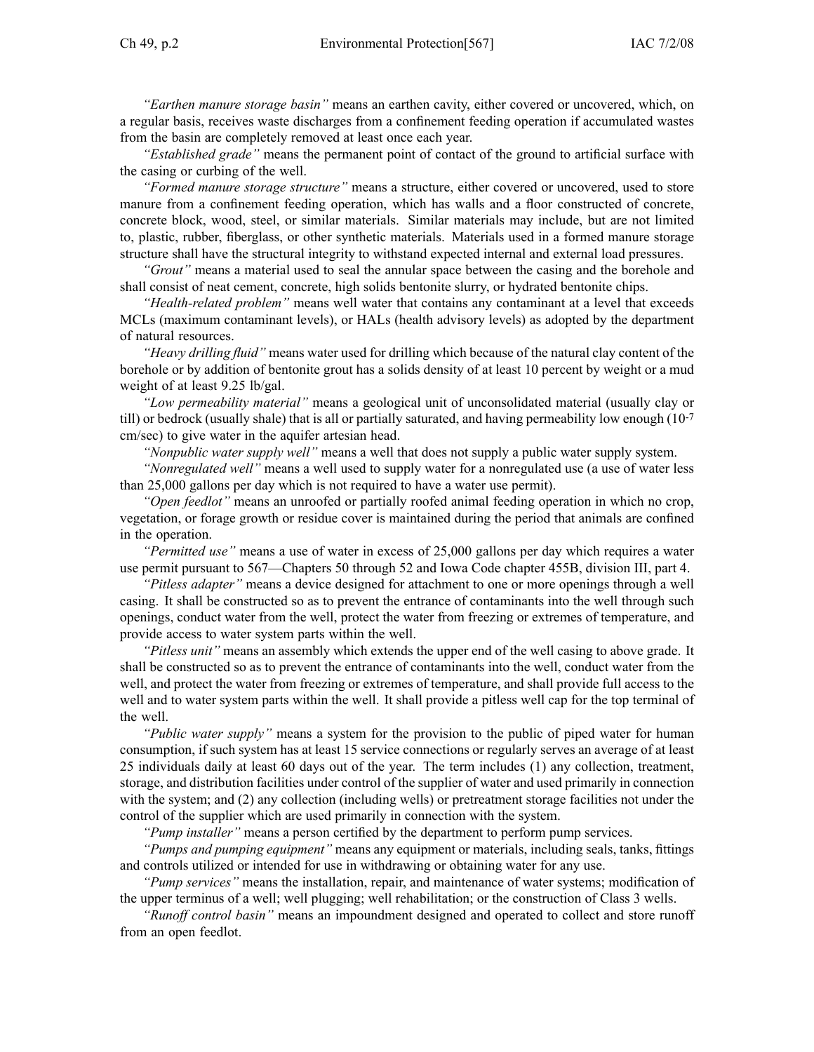*"Earthen manure storage basin"* means an earthen cavity, either covered or uncovered, which, on a regular basis, receives waste discharges from a confinement feeding operation if accumulated wastes from the basin are completely removed at least once each year.

*"Established grade"* means the permanent point of contact of the ground to artificial surface with the casing or curbing of the well.

*"Formed manure storage structure"* means a structure, either covered or uncovered, used to store manure from a confinement feeding operation, which has walls and a floor constructed of concrete, concrete block, wood, steel, or similar materials. Similar materials may include, but are not limited to, plastic, rubber, fiberglass, or other synthetic materials. Materials used in a formed manure storage structure shall have the structural integrity to withstand expected internal and external load pressures.

*"Grout"* means a material used to seal the annular space between the casing and the borehole and shall consist of neat cement, concrete, high solids bentonite slurry, or hydrated bentonite chips.

*"Health-related problem"* means well water that contains any contaminant at a level that exceeds MCLs (maximum contaminant levels), or HALs (health advisory levels) as adopted by the department of natural resources.

*"Heavy drilling fluid"* means water used for drilling which because of the natural clay content of the borehole or by addition of bentonite grout has a solids density of at least 10 percent by weight or a mud weight of at least 9.25 lb/gal.

*"Low permeability material"* means a geological unit of unconsolidated material (usually clay or till) or bedrock (usually shale) that is all or partially saturated, and having permeability low enough ($10^{-7}$ cm/sec) to give water in the aquifer artesian head.

*"Nonpublic water supply well"* means a well that does not supply a public water supply system.

*"Nonregulated well"* means a well used to supply water for a nonregulated use (a use of water less than 25,000 gallons per day which is not required to have a water use permit).

*"Open feedlot"* means an unroofed or partially roofed animal feeding operation in which no crop, vegetation, or forage growth or residue cover is maintained during the period that animals are confined in the operation.

*"Permitted use"* means a use of water in excess of 25,000 gallons per day which requires a water use permit pursuant to 567—Chapters 50 through 52 and Iowa Code chapter 455B, division III, part 4.

*"Pitless adapter"* means a device designed for attachment to one or more openings through a well casing. It shall be constructed so as to prevent the entrance of contaminants into the well through such openings, conduct water from the well, protect the water from freezing or extremes of temperature, and provide access to water system parts within the well.

*"Pitless unit"* means an assembly which extends the upper end of the well casing to above grade. It shall be constructed so as to prevent the entrance of contaminants into the well, conduct water from the well, and protect the water from freezing or extremes of temperature, and shall provide full access to the well and to water system parts within the well. It shall provide a pitless well cap for the top terminal of the well.

*"Public water supply"* means a system for the provision to the public of piped water for human consumption, if such system has at least 15 service connections or regularly serves an average of at least 25 individuals daily at least 60 days out of the year. The term includes (1) any collection, treatment, storage, and distribution facilities under control of the supplier of water and used primarily in connection with the system; and (2) any collection (including wells) or pretreatment storage facilities not under the control of the supplier which are used primarily in connection with the system.

*"Pump installer"* means a person certified by the department to perform pump services.

*"Pumps and pumping equipment"* means any equipment or materials, including seals, tanks, fittings and controls utilized or intended for use in withdrawing or obtaining water for any use.

*"Pump services"* means the installation, repair, and maintenance of water systems; modification of the upper terminus of a well; well plugging; well rehabilitation; or the construction of Class 3 wells.

*"Runoff control basin"* means an impoundment designed and operated to collect and store runoff from an open feedlot.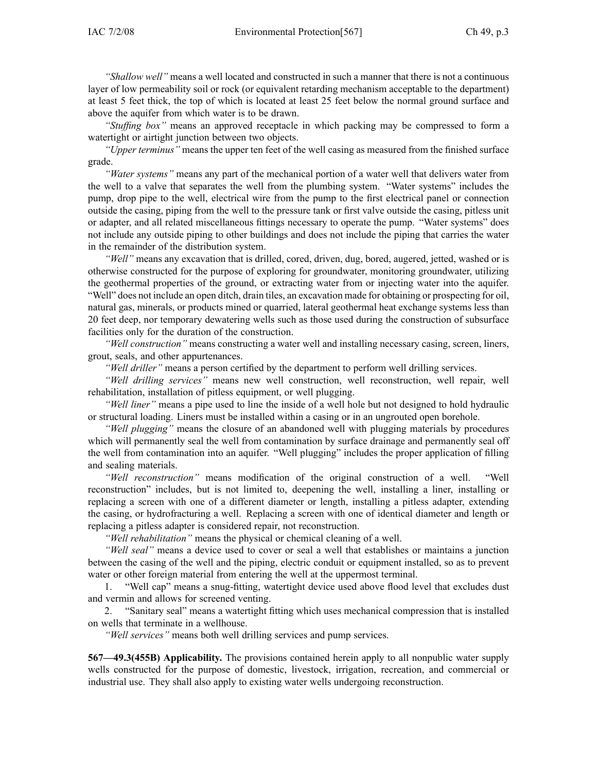*"Shallow well"* means a well located and constructed in such a manner that there is not a continuous layer of low permeability soil or rock (or equivalent retarding mechanism acceptable to the department) at least 5 feet thick, the top of which is located at least 25 feet below the normal ground surface and above the aquifer from which water is to be drawn.

*"Stuffing box"* means an approved receptacle in which packing may be compressed to form a watertight or airtight junction between two objects.

*"Upper terminus"* means the upper ten feet of the well casing as measured from the finished surface grade.

*"Water systems"* means any part of the mechanical portion of a water well that delivers water from the well to a valve that separates the well from the plumbing system. "Water systems" includes the pump, drop pipe to the well, electrical wire from the pump to the first electrical panel or connection outside the casing, piping from the well to the pressure tank or first valve outside the casing, pitless unit or adapter, and all related miscellaneous fittings necessary to operate the pump. "Water systems" does not include any outside piping to other buildings and does not include the piping that carries the water in the remainder of the distribution system.

*"Well"* means any excavation that is drilled, cored, driven, dug, bored, augered, jetted, washed or is otherwise constructed for the purpose of exploring for groundwater, monitoring groundwater, utilizing the geothermal properties of the ground, or extracting water from or injecting water into the aquifer. "Well" does not include an open ditch, drain tiles, an excavation made for obtaining or prospecting for oil, natural gas, minerals, or products mined or quarried, lateral geothermal heat exchange systems less than 20 feet deep, nor temporary dewatering wells such as those used during the construction of subsurface facilities only for the duration of the construction.

*"Well construction"* means constructing a water well and installing necessary casing, screen, liners, grout, seals, and other appurtenances.

*"Well driller"* means a person certified by the department to perform well drilling services.

*"Well drilling services"* means new well construction, well reconstruction, well repair, well rehabilitation, installation of pitless equipment, or well plugging.

*"Well liner"* means a pipe used to line the inside of a well hole but not designed to hold hydraulic or structural loading. Liners must be installed within a casing or in an ungrouted open borehole.

*"Well plugging"* means the closure of an abandoned well with plugging materials by procedures which will permanently seal the well from contamination by surface drainage and permanently seal off the well from contamination into an aquifer. "Well plugging" includes the proper application of filling and sealing materials.

*"Well reconstruction"* means modification of the original construction of a well. "Well reconstruction" includes, but is not limited to, deepening the well, installing a liner, installing or replacing a screen with one of a different diameter or length, installing a pitless adapter, extending the casing, or hydrofracturing a well. Replacing a screen with one of identical diameter and length or replacing a pitless adapter is considered repair, not reconstruction.

*"Well rehabilitation"* means the physical or chemical cleaning of a well.

*"Well seal"* means a device used to cover or seal a well that establishes or maintains a junction between the casing of the well and the piping, electric conduit or equipment installed, so as to prevent water or other foreign material from entering the well at the uppermost terminal.

1. "Well cap" means a snug-fitting, watertight device used above flood level that excludes dust and vermin and allows for screened venting.

2. "Sanitary seal" means a watertight fitting which uses mechanical compression that is installed on wells that terminate in a wellhouse.

*"Well services"* means both well drilling services and pump services.

**567—49.3(455B) Applicability.** The provisions contained herein apply to all nonpublic water supply wells constructed for the purpose of domestic, livestock, irrigation, recreation, and commercial or industrial use. They shall also apply to existing water wells undergoing reconstruction.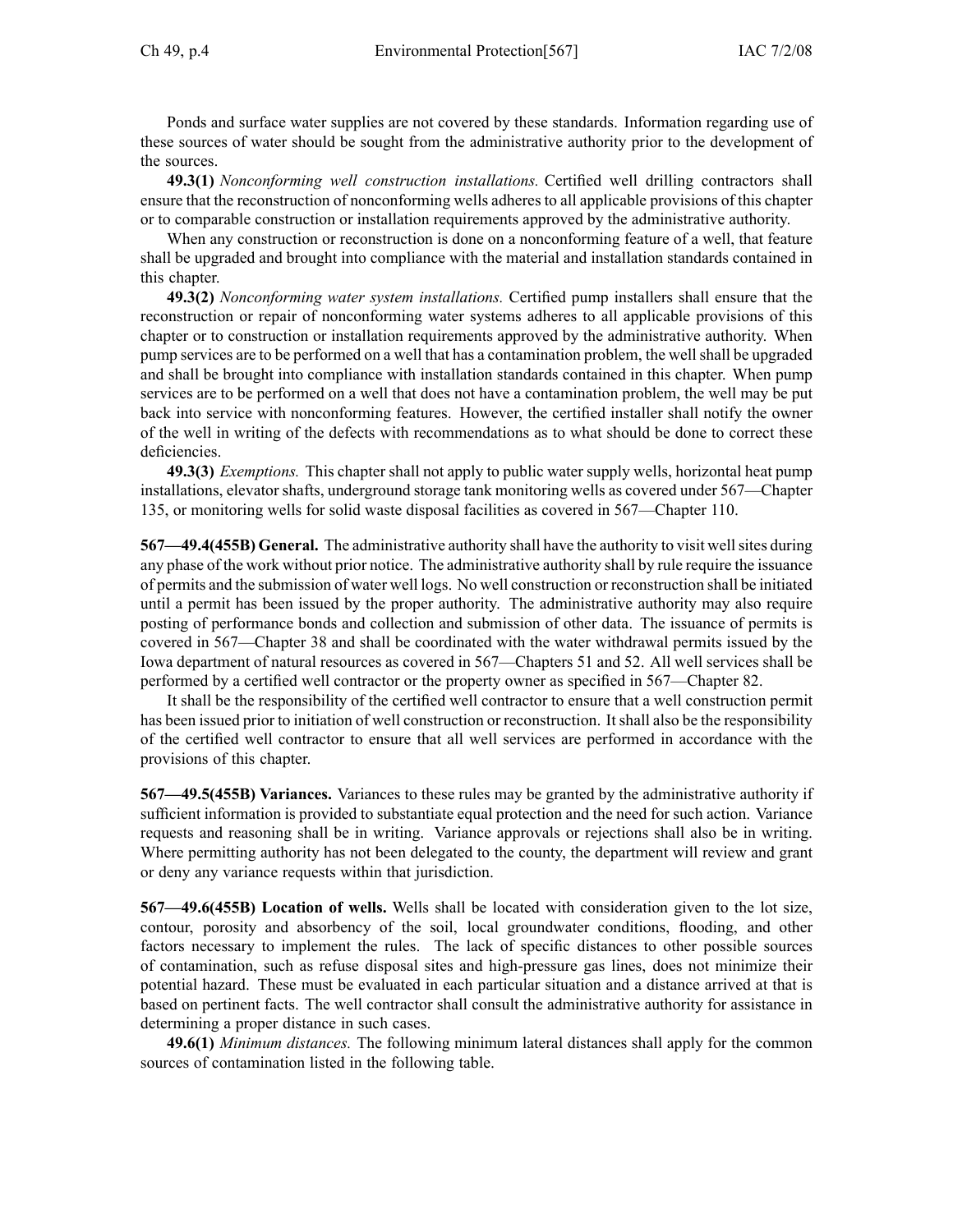Ponds and surface water supplies are not covered by these standards. Information regarding use of these sources of water should be sought from the administrative authority prior to the development of the sources.

**49.3(1)** *Nonconforming well construction installations.* Certified well drilling contractors shall ensure that the reconstruction of nonconforming wells adheres to all applicable provisions of this chapter or to comparable construction or installation requirements approved by the administrative authority.

When any construction or reconstruction is done on a nonconforming feature of a well, that feature shall be upgraded and brought into compliance with the material and installation standards contained in this chapter.

**49.3(2)** *Nonconforming water system installations.* Certified pump installers shall ensure that the reconstruction or repair of nonconforming water systems adheres to all applicable provisions of this chapter or to construction or installation requirements approved by the administrative authority. When pump services are to be performed on a well that has a contamination problem, the well shall be upgraded and shall be brought into compliance with installation standards contained in this chapter. When pump services are to be performed on a well that does not have a contamination problem, the well may be put back into service with nonconforming features. However, the certified installer shall notify the owner of the well in writing of the defects with recommendations as to what should be done to correct these deficiencies.

**49.3(3)** *Exemptions.* This chapter shall not apply to public water supply wells, horizontal heat pump installations, elevator shafts, underground storage tank monitoring wells as covered under 567—Chapter 135, or monitoring wells for solid waste disposal facilities as covered in 567—Chapter 110.

**567—49.4(455B) General.** The administrative authority shall have the authority to visit well sites during any phase of the work without prior notice. The administrative authority shall by rule require the issuance of permits and the submission of water well logs. No well construction or reconstruction shall be initiated until a permit has been issued by the proper authority. The administrative authority may also require posting of performance bonds and collection and submission of other data. The issuance of permits is covered in 567—Chapter 38 and shall be coordinated with the water withdrawal permits issued by the Iowa department of natural resources as covered in 567—Chapters 51 and 52. All well services shall be performed by a certified well contractor or the property owner as specified in 567—Chapter 82.

It shall be the responsibility of the certified well contractor to ensure that a well construction permit has been issued prior to initiation of well construction or reconstruction. It shall also be the responsibility of the certified well contractor to ensure that all well services are performed in accordance with the provisions of this chapter.

**567—49.5(455B) Variances.** Variances to these rules may be granted by the administrative authority if sufficient information is provided to substantiate equal protection and the need for such action. Variance requests and reasoning shall be in writing. Variance approvals or rejections shall also be in writing. Where permitting authority has not been delegated to the county, the department will review and grant or deny any variance requests within that jurisdiction.

**567—49.6(455B) Location of wells.** Wells shall be located with consideration given to the lot size, contour, porosity and absorbency of the soil, local groundwater conditions, flooding, and other factors necessary to implement the rules. The lack of specific distances to other possible sources of contamination, such as refuse disposal sites and high-pressure gas lines, does not minimize their potential hazard. These must be evaluated in each particular situation and a distance arrived at that is based on pertinent facts. The well contractor shall consult the administrative authority for assistance in determining a proper distance in such cases.

**49.6(1)** *Minimum distances.* The following minimum lateral distances shall apply for the common sources of contamination listed in the following table.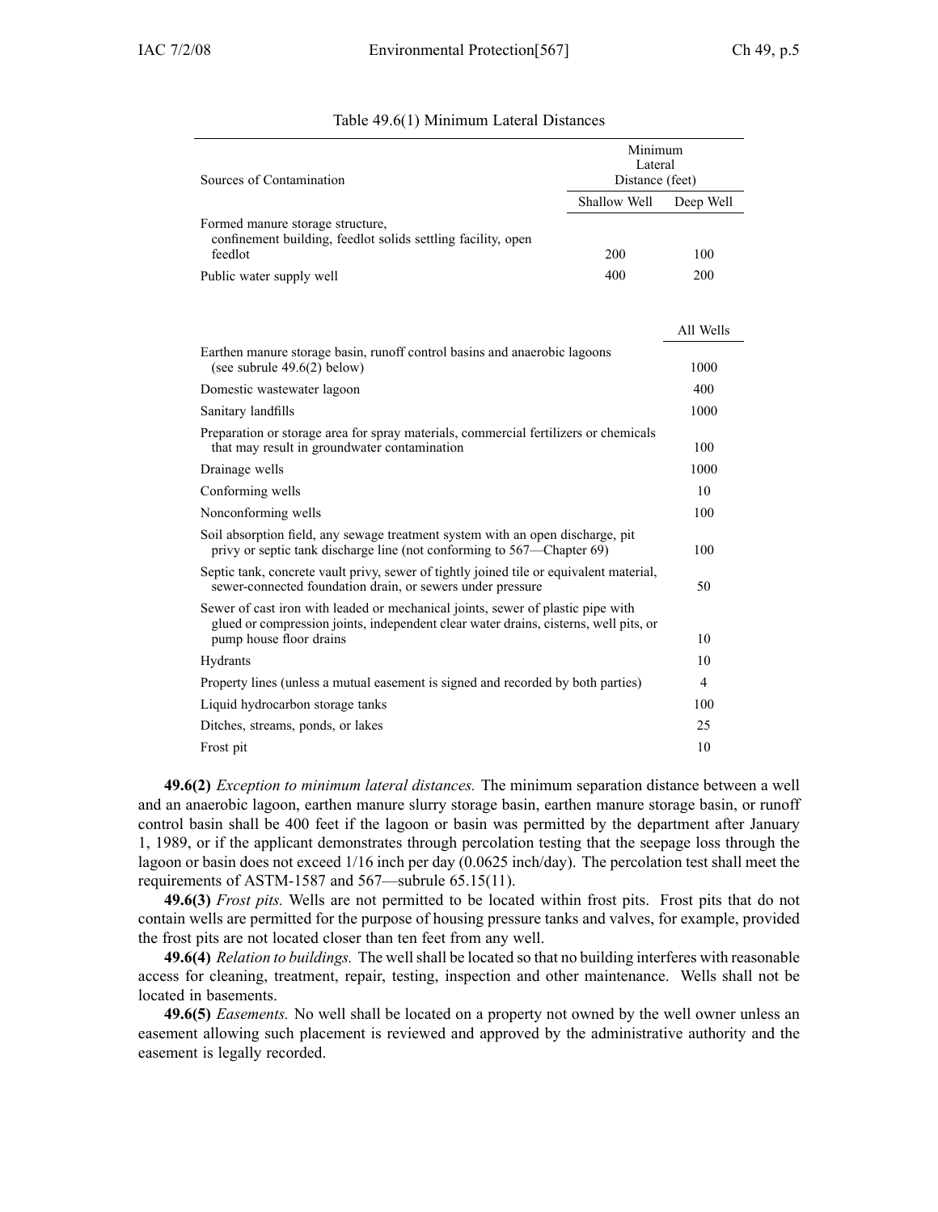Table 49.6(1) Minimum Lateral Distances

| Sources of Contamination | Minimum Lateral Distance (feet) | |
|---|---|---|
| | Shallow Well | Deep Well |
| Formed manure storage structure, confinement building, feedlot solids settling facility, open feedlot | 200 | 100 |
| Public water supply well | 400 | 200 |
| | | All Wells |
| Earthen manure storage basin, runoff control basins and anaerobic lagoons (see subrule 49.6(2) below) | | 1000 |
| Domestic wastewater lagoon | | 400 |
| Sanitary landfills | | 1000 |
| Preparation or storage area for spray materials, commercial fertilizers or chemicals that may result in groundwater contamination | | 100 |
| Drainage wells | | 1000 |
| Conforming wells | | 10 |
| Nonconforming wells | | 100 |
| Soil absorption field, any sewage treatment system with an open discharge, pit privy or septic tank discharge line (not conforming to 567—Chapter 69) | | 100 |
| Septic tank, concrete vault privy, sewer of tightly joined tile or equivalent material, sewer-connected foundation drain, or sewers under pressure | | 50 |
| Sewer of cast iron with leaded or mechanical joints, sewer of plastic pipe with glued or compression joints, independent clear water drains, cisterns, well pits, or pump house floor drains | | 10 |
| Hydrants | | 10 |
| Property lines (unless a mutual easement is signed and recorded by both parties) | | 4 |
| Liquid hydrocarbon storage tanks | | 100 |
| Ditches, streams, ponds, or lakes | | 25 |
| Frost pit | | 10 |

**49.6(2)** *Exception to minimum lateral distances.* The minimum separation distance between a well and an anaerobic lagoon, earthen manure slurry storage basin, earthen manure storage basin, or runoff control basin shall be 400 feet if the lagoon or basin was permitted by the department after January 1, 1989, or if the applicant demonstrates through percolation testing that the seepage loss through the lagoon or basin does not exceed 1/16 inch per day (0.0625 inch/day). The percolation test shall meet the requirements of ASTM-1587 and 567—subrule 65.15(11).

**49.6(3)** *Frost pits.* Wells are not permitted to be located within frost pits. Frost pits that do not contain wells are permitted for the purpose of housing pressure tanks and valves, for example, provided the frost pits are not located closer than ten feet from any well.

**49.6(4)** *Relation to buildings.* The well shall be located so that no building interferes with reasonable access for cleaning, treatment, repair, testing, inspection and other maintenance. Wells shall not be located in basements.

**49.6(5)** *Easements.* No well shall be located on a property not owned by the well owner unless an easement allowing such placement is reviewed and approved by the administrative authority and the easement is legally recorded.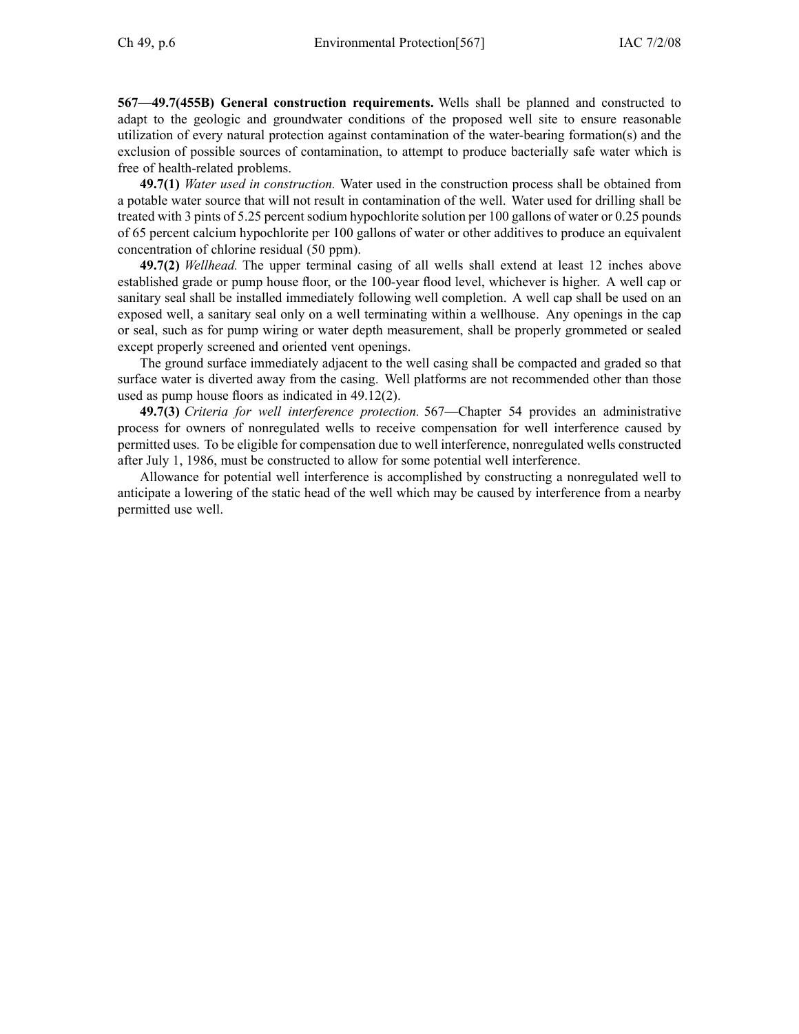**567—49.7(455B) General construction requirements.** Wells shall be planned and constructed to adapt to the geologic and groundwater conditions of the proposed well site to ensure reasonable utilization of every natural protection against contamination of the water-bearing formation(s) and the exclusion of possible sources of contamination, to attempt to produce bacterially safe water which is free of health-related problems.

**49.7(1)** *Water used in construction.* Water used in the construction process shall be obtained from a potable water source that will not result in contamination of the well. Water used for drilling shall be treated with 3 pints of 5.25 percent sodium hypochlorite solution per 100 gallons of water or 0.25 pounds of 65 percent calcium hypochlorite per 100 gallons of water or other additives to produce an equivalent concentration of chlorine residual (50 ppm).

**49.7(2)** *Wellhead.* The upper terminal casing of all wells shall extend at least 12 inches above established grade or pump house floor, or the 100-year flood level, whichever is higher. A well cap or sanitary seal shall be installed immediately following well completion. A well cap shall be used on an exposed well, a sanitary seal only on a well terminating within a wellhouse. Any openings in the cap or seal, such as for pump wiring or water depth measurement, shall be properly grommeted or sealed except properly screened and oriented vent openings.

The ground surface immediately adjacent to the well casing shall be compacted and graded so that surface water is diverted away from the casing. Well platforms are not recommended other than those used as pump house floors as indicated in 49.12(2).

**49.7(3)** *Criteria for well interference protection.* 567—Chapter 54 provides an administrative process for owners of nonregulated wells to receive compensation for well interference caused by permitted uses. To be eligible for compensation due to well interference, nonregulated wells constructed after July 1, 1986, must be constructed to allow for some potential well interference.

Allowance for potential well interference is accomplished by constructing a nonregulated well to anticipate a lowering of the static head of the well which may be caused by interference from a nearby permitted use well.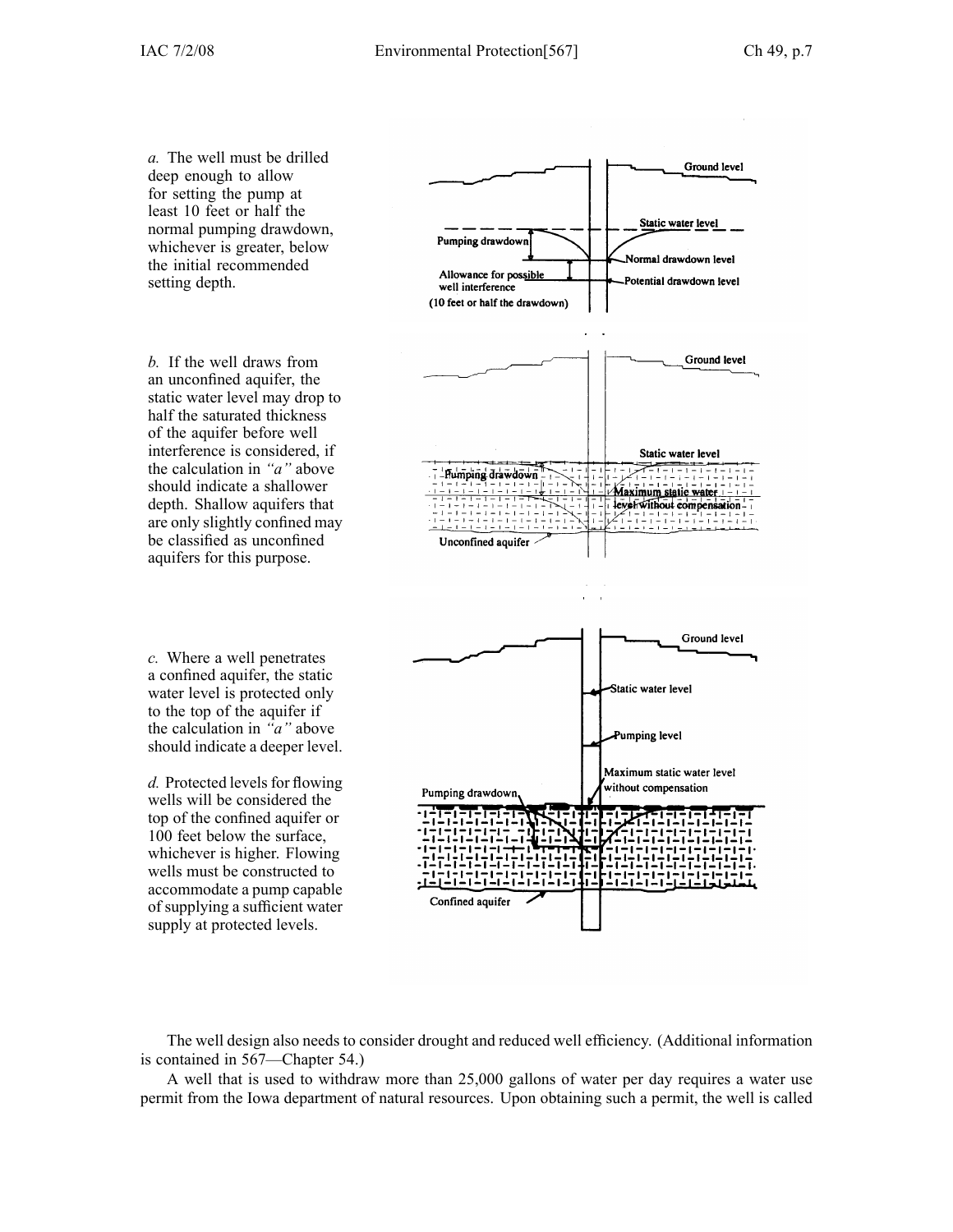*a.* The well must be drilled deep enough to allow for setting the pump at least 10 feet or half the normal pumping drawdown, whichever is greater, below the initial recommended setting depth.

*b.* If the well draws from an unconfined aquifer, the static water level may drop to half the saturated thickness of the aquifer before well interference is considered, if the calculation in *"a"* above should indicate a shallower depth. Shallow aquifers that are only slightly confined may be classified as unconfined aquifers for this purpose.

*c.* Where a well penetrates a confined aquifer, the static water level is protected only to the top of the aquifer if the calculation in *"a"* above should indicate a deeper level.

*d.* Protected levels for flowing wells will be considered the top of the confined aquifer or 100 feet below the surface, whichever is higher. Flowing wells must be constructed to accommodate a pump capable of supplying a sufficient water supply at protected levels.

The well design also needs to consider drought and reduced well efficiency. (Additional information is contained in 567—Chapter 54.)

A well that is used to withdraw more than 25,000 gallons of water per day requires a water use permit from the Iowa department of natural resources. Upon obtaining such a permit, the well is called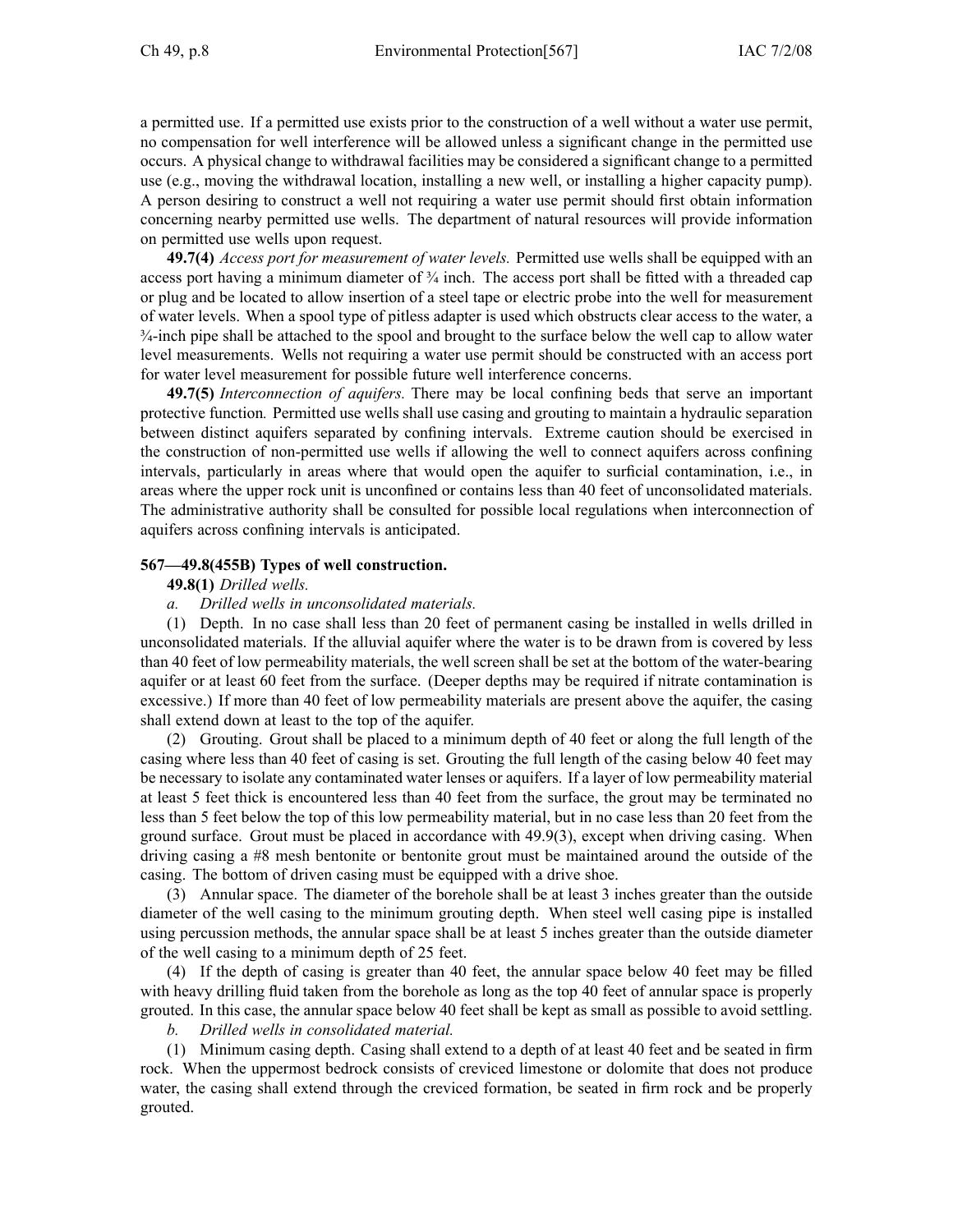a permitted use. If a permitted use exists prior to the construction of a well without a water use permit, no compensation for well interference will be allowed unless a significant change in the permitted use occurs. A physical change to withdrawal facilities may be considered a significant change to a permitted use (e.g., moving the withdrawal location, installing a new well, or installing a higher capacity pump). A person desiring to construct a well not requiring a water use permit should first obtain information concerning nearby permitted use wells. The department of natural resources will provide information on permitted use wells upon request.

**49.7(4)** *Access port for measurement of water levels.* Permitted use wells shall be equipped with an access port having a minimum diameter of ¾ inch. The access port shall be fitted with a threaded cap or plug and be located to allow insertion of a steel tape or electric probe into the well for measurement of water levels. When a spool type of pitless adapter is used which obstructs clear access to the water, a ¾-inch pipe shall be attached to the spool and brought to the surface below the well cap to allow water level measurements. Wells not requiring a water use permit should be constructed with an access port for water level measurement for possible future well interference concerns.

**49.7(5)** *Interconnection of aquifers.* There may be local confining beds that serve an important protective function. Permitted use wells shall use casing and grouting to maintain a hydraulic separation between distinct aquifers separated by confining intervals. Extreme caution should be exercised in the construction of non-permitted use wells if allowing the well to connect aquifers across confining intervals, particularly in areas where that would open the aquifer to surficial contamination, i.e., in areas where the upper rock unit is unconfined or contains less than 40 feet of unconsolidated materials. The administrative authority shall be consulted for possible local regulations when interconnection of aquifers across confining intervals is anticipated.

**567—49.8(455B) Types of well construction.**

**49.8(1)** *Drilled wells.*

*a. Drilled wells in unconsolidated materials.*

(1) Depth. In no case shall less than 20 feet of permanent casing be installed in wells drilled in unconsolidated materials. If the alluvial aquifer where the water is to be drawn from is covered by less than 40 feet of low permeability materials, the well screen shall be set at the bottom of the water-bearing aquifer or at least 60 feet from the surface. (Deeper depths may be required if nitrate contamination is excessive.) If more than 40 feet of low permeability materials are present above the aquifer, the casing shall extend down at least to the top of the aquifer.

(2) Grouting. Grout shall be placed to a minimum depth of 40 feet or along the full length of the casing where less than 40 feet of casing is set. Grouting the full length of the casing below 40 feet may be necessary to isolate any contaminated water lenses or aquifers. If a layer of low permeability material at least 5 feet thick is encountered less than 40 feet from the surface, the grout may be terminated no less than 5 feet below the top of this low permeability material, but in no case less than 20 feet from the ground surface. Grout must be placed in accordance with 49.9(3), except when driving casing. When driving casing a #8 mesh bentonite or bentonite grout must be maintained around the outside of the casing. The bottom of driven casing must be equipped with a drive shoe.

(3) Annular space. The diameter of the borehole shall be at least 3 inches greater than the outside diameter of the well casing to the minimum grouting depth. When steel well casing pipe is installed using percussion methods, the annular space shall be at least 5 inches greater than the outside diameter of the well casing to a minimum depth of 25 feet.

(4) If the depth of casing is greater than 40 feet, the annular space below 40 feet may be filled with heavy drilling fluid taken from the borehole as long as the top 40 feet of annular space is properly grouted. In this case, the annular space below 40 feet shall be kept as small as possible to avoid settling.

*b. Drilled wells in consolidated material.*

(1) Minimum casing depth. Casing shall extend to a depth of at least 40 feet and be seated in firm rock. When the uppermost bedrock consists of creviced limestone or dolomite that does not produce water, the casing shall extend through the creviced formation, be seated in firm rock and be properly grouted.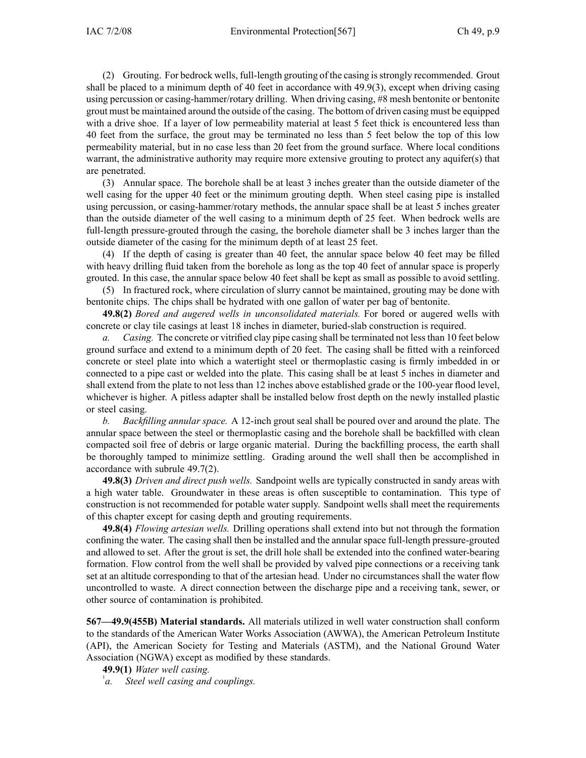(2) Grouting. For bedrock wells, full-length grouting of the casing is strongly recommended. Grout shall be placed to a minimum depth of 40 feet in accordance with 49.9(3), except when driving casing using percussion or casing-hammer/rotary drilling. When driving casing, #8 mesh bentonite or bentonite grout must be maintained around the outside of the casing. The bottom of driven casing must be equipped with a drive shoe. If a layer of low permeability material at least 5 feet thick is encountered less than 40 feet from the surface, the grout may be terminated no less than 5 feet below the top of this low permeability material, but in no case less than 20 feet from the ground surface. Where local conditions warrant, the administrative authority may require more extensive grouting to protect any aquifer(s) that are penetrated.

(3) Annular space. The borehole shall be at least 3 inches greater than the outside diameter of the well casing for the upper 40 feet or the minimum grouting depth. When steel casing pipe is installed using percussion, or casing-hammer/rotary methods, the annular space shall be at least 5 inches greater than the outside diameter of the well casing to a minimum depth of 25 feet. When bedrock wells are full-length pressure-grouted through the casing, the borehole diameter shall be 3 inches larger than the outside diameter of the casing for the minimum depth of at least 25 feet.

(4) If the depth of casing is greater than 40 feet, the annular space below 40 feet may be filled with heavy drilling fluid taken from the borehole as long as the top 40 feet of annular space is properly grouted. In this case, the annular space below 40 feet shall be kept as small as possible to avoid settling.

(5) In fractured rock, where circulation of slurry cannot be maintained, grouting may be done with bentonite chips. The chips shall be hydrated with one gallon of water per bag of bentonite.

**49.8(2)** *Bored and augered wells in unconsolidated materials.* For bored or augered wells with concrete or clay tile casings at least 18 inches in diameter, buried-slab construction is required.

*a. Casing.* The concrete or vitrified clay pipe casing shall be terminated not less than 10 feet below ground surface and extend to a minimum depth of 20 feet. The casing shall be fitted with a reinforced concrete or steel plate into which a watertight steel or thermoplastic casing is firmly imbedded in or connected to a pipe cast or welded into the plate. This casing shall be at least 5 inches in diameter and shall extend from the plate to not less than 12 inches above established grade or the 100-year flood level, whichever is higher. A pitless adapter shall be installed below frost depth on the newly installed plastic or steel casing.

*b. Backfilling annular space.* A 12-inch grout seal shall be poured over and around the plate. The annular space between the steel or thermoplastic casing and the borehole shall be backfilled with clean compacted soil free of debris or large organic material. During the backfilling process, the earth shall be thoroughly tamped to minimize settling. Grading around the well shall then be accomplished in accordance with subrule 49.7(2).

**49.8(3)** *Driven and direct push wells.* Sandpoint wells are typically constructed in sandy areas with a high water table. Groundwater in these areas is often susceptible to contamination. This type of construction is not recommended for potable water supply. Sandpoint wells shall meet the requirements of this chapter except for casing depth and grouting requirements.

**49.8(4)** *Flowing artesian wells.* Drilling operations shall extend into but not through the formation confining the water. The casing shall then be installed and the annular space full-length pressure-grouted and allowed to set. After the grout is set, the drill hole shall be extended into the confined water-bearing formation. Flow control from the well shall be provided by valved pipe connections or a receiving tank set at an altitude corresponding to that of the artesian head. Under no circumstances shall the water flow uncontrolled to waste. A direct connection between the discharge pipe and a receiving tank, sewer, or other source of contamination is prohibited.

**567—49.9(455B) Material standards.** All materials utilized in well water construction shall conform to the standards of the American Water Works Association (AWWA), the American Petroleum Institute (API), the American Society for Testing and Materials (ASTM), and the National Ground Water Association (NGWA) except as modified by these standards.

**49.9(1)** *Water well casing.*

[1]*a. Steel well casing and couplings.*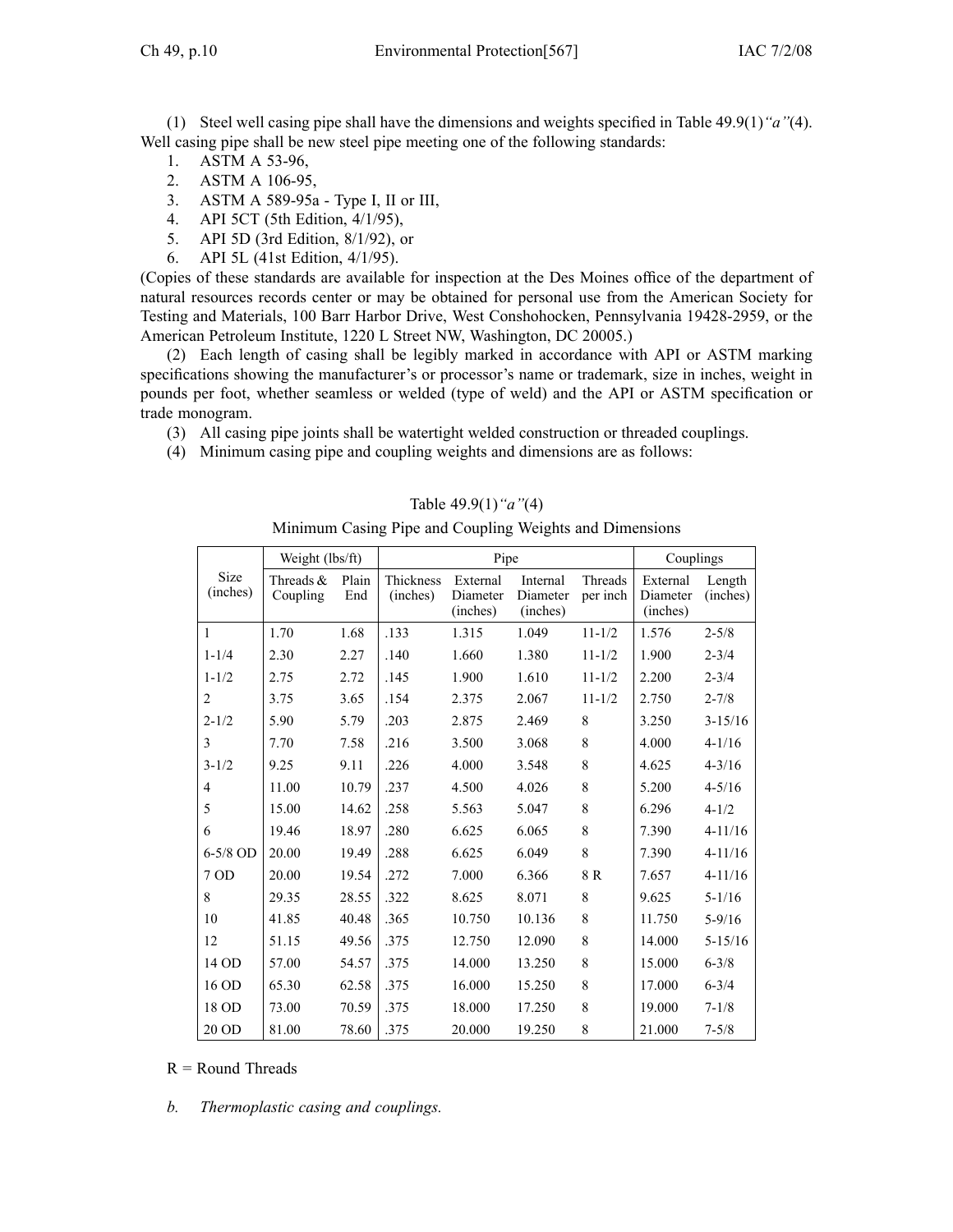(1) Steel well casing pipe shall have the dimensions and weights specified in Table 49.9(1)*"a"*(4). Well casing pipe shall be new steel pipe meeting one of the following standards:

1. ASTM A 53-96,
2. ASTM A 106-95,
3. ASTM A 589-95a - Type I, II or III,
4. API 5CT (5th Edition, 4/1/95),
5. API 5D (3rd Edition, 8/1/92), or
6. API 5L (41st Edition, 4/1/95).

(Copies of these standards are available for inspection at the Des Moines office of the department of natural resources records center or may be obtained for personal use from the American Society for Testing and Materials, 100 Barr Harbor Drive, West Conshohocken, Pennsylvania 19428-2959, or the American Petroleum Institute, 1220 L Street NW, Washington, DC 20005.)

(2) Each length of casing shall be legibly marked in accordance with API or ASTM marking specifications showing the manufacturer's or processor's name or trademark, size in inches, weight in pounds per foot, whether seamless or welded (type of weld) and the API or ASTM specification or trade monogram.

(3) All casing pipe joints shall be watertight welded construction or threaded couplings.

(4) Minimum casing pipe and coupling weights and dimensions are as follows:

Table 49.9(1)*"a"*(4)

Minimum Casing Pipe and Coupling Weights and Dimensions

| Size (inches) | Weight (lbs/ft) | | Pipe | | | | Couplings | |
|---|---|---|---|---|---|---|---|---|
| | Threads & Coupling | Plain End | Thickness (inches) | External Diameter (inches) | Internal Diameter (inches) | Threads per inch | External Diameter (inches) | Length (inches) |
| 1 | 1.70 | 1.68 | .133 | 1.315 | 1.049 | 11-1/2 | 1.576 | 2-5/8 |
| 1-1/4 | 2.30 | 2.27 | .140 | 1.660 | 1.380 | 11-1/2 | 1.900 | 2-3/4 |
| 1-1/2 | 2.75 | 2.72 | .145 | 1.900 | 1.610 | 11-1/2 | 2.200 | 2-3/4 |
| 2 | 3.75 | 3.65 | .154 | 2.375 | 2.067 | 11-1/2 | 2.750 | 2-7/8 |
| 2-1/2 | 5.90 | 5.79 | .203 | 2.875 | 2.469 | 8 | 3.250 | 3-15/16 |
| 3 | 7.70 | 7.58 | .216 | 3.500 | 3.068 | 8 | 4.000 | 4-1/16 |
| 3-1/2 | 9.25 | 9.11 | .226 | 4.000 | 3.548 | 8 | 4.625 | 4-3/16 |
| 4 | 11.00 | 10.79 | .237 | 4.500 | 4.026 | 8 | 5.200 | 4-5/16 |
| 5 | 15.00 | 14.62 | .258 | 5.563 | 5.047 | 8 | 6.296 | 4-1/2 |
| 6 | 19.46 | 18.97 | .280 | 6.625 | 6.065 | 8 | 7.390 | 4-11/16 |
| 6-5/8 OD | 20.00 | 19.49 | .288 | 6.625 | 6.049 | 8 | 7.390 | 4-11/16 |
| 7 OD | 20.00 | 19.54 | .272 | 7.000 | 6.366 | 8 R | 7.657 | 4-11/16 |
| 8 | 29.35 | 28.55 | .322 | 8.625 | 8.071 | 8 | 9.625 | 5-1/16 |
| 10 | 41.85 | 40.48 | .365 | 10.750 | 10.136 | 8 | 11.750 | 5-9/16 |
| 12 | 51.15 | 49.56 | .375 | 12.750 | 12.090 | 8 | 14.000 | 5-15/16 |
| 14 OD | 57.00 | 54.57 | .375 | 14.000 | 13.250 | 8 | 15.000 | 6-3/8 |
| 16 OD | 65.30 | 62.58 | .375 | 16.000 | 15.250 | 8 | 17.000 | 6-3/4 |
| 18 OD | 73.00 | 70.59 | .375 | 18.000 | 17.250 | 8 | 19.000 | 7-1/8 |
| 20 OD | 81.00 | 78.60 | .375 | 20.000 | 19.250 | 8 | 21.000 | 7-5/8 |

R = Round Threads

*b. Thermoplastic casing and couplings.*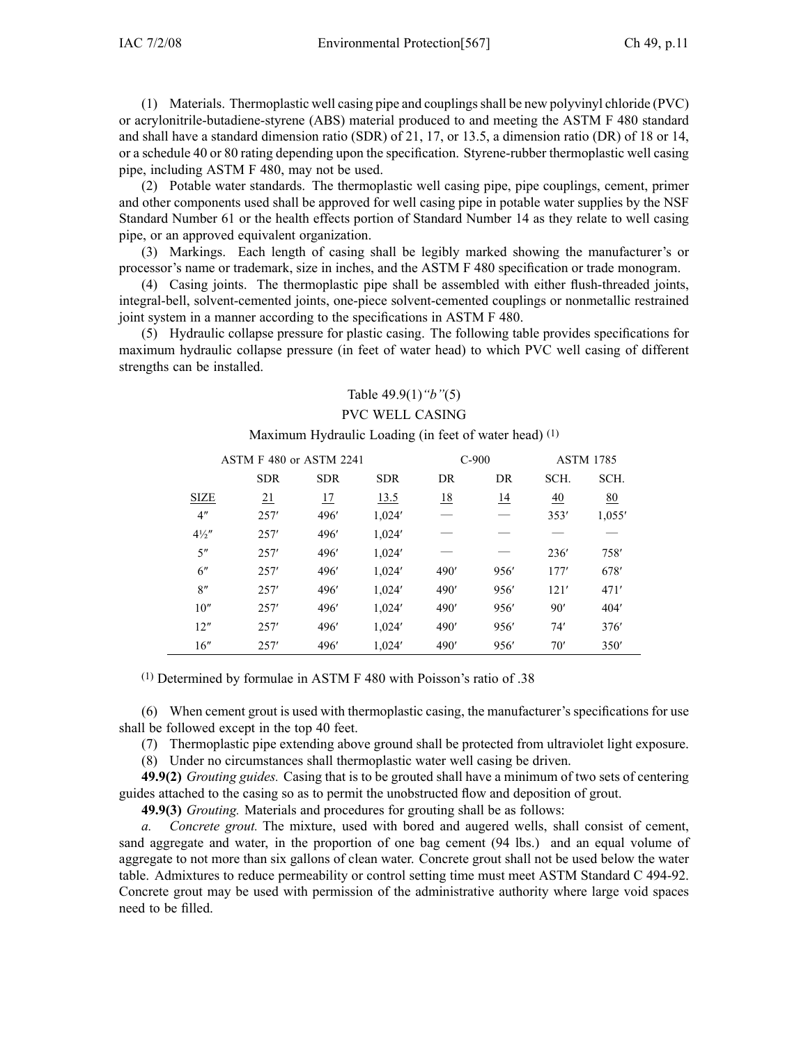(1) Materials. Thermoplastic well casing pipe and couplings shall be new polyvinyl chloride (PVC) or acrylonitrile-butadiene-styrene (ABS) material produced to and meeting the ASTM F 480 standard and shall have a standard dimension ratio (SDR) of 21, 17, or 13.5, a dimension ratio (DR) of 18 or 14, or a schedule 40 or 80 rating depending upon the specification. Styrene-rubber thermoplastic well casing pipe, including ASTM F 480, may not be used.

(2) Potable water standards. The thermoplastic well casing pipe, pipe couplings, cement, primer and other components used shall be approved for well casing pipe in potable water supplies by the NSF Standard Number 61 or the health effects portion of Standard Number 14 as they relate to well casing pipe, or an approved equivalent organization.

(3) Markings. Each length of casing shall be legibly marked showing the manufacturer's or processor's name or trademark, size in inches, and the ASTM F 480 specification or trade monogram.

(4) Casing joints. The thermoplastic pipe shall be assembled with either flush-threaded joints, integral-bell, solvent-cemented joints, one-piece solvent-cemented couplings or nonmetallic restrained joint system in a manner according to the specifications in ASTM F 480.

(5) Hydraulic collapse pressure for plastic casing. The following table provides specifications for maximum hydraulic collapse pressure (in feet of water head) to which PVC well casing of different strengths can be installed.

Table 49.9(1)*"b"*(5)

PVC WELL CASING

Maximum Hydraulic Loading (in feet of water head) (1)

| | ASTM F 480 or ASTM 2241 | | | C-900 | | ASTM 1785 | |
|---|---|---|---|---|---|---|---|
| | SDR | SDR | SDR | DR | DR | SCH. | SCH. |
| SIZE | 21 | 17 | 13.5 | 18 | 14 | 40 | 80 |
| 4″ | 257′ | 496′ | 1,024′ | — | — | 353′ | 1,055′ |
| 4½″ | 257′ | 496′ | 1,024′ | — | — | — | — |
| 5″ | 257′ | 496′ | 1,024′ | — | — | 236′ | 758′ |
| 6″ | 257′ | 496′ | 1,024′ | 490′ | 956′ | 177′ | 678′ |
| 8″ | 257′ | 496′ | 1,024′ | 490′ | 956′ | 121′ | 471′ |
| 10″ | 257′ | 496′ | 1,024′ | 490′ | 956′ | 90′ | 404′ |
| 12″ | 257′ | 496′ | 1,024′ | 490′ | 956′ | 74′ | 376′ |
| 16″ | 257′ | 496′ | 1,024′ | 490′ | 956′ | 70′ | 350′ |

(1) Determined by formulae in ASTM F 480 with Poisson's ratio of .38

(6) When cement grout is used with thermoplastic casing, the manufacturer's specifications for use shall be followed except in the top 40 feet.

(7) Thermoplastic pipe extending above ground shall be protected from ultraviolet light exposure.

(8) Under no circumstances shall thermoplastic water well casing be driven.

**49.9(2)** *Grouting guides.* Casing that is to be grouted shall have a minimum of two sets of centering guides attached to the casing so as to permit the unobstructed flow and deposition of grout.

**49.9(3)** *Grouting.* Materials and procedures for grouting shall be as follows:

*a. Concrete grout.* The mixture, used with bored and augered wells, shall consist of cement, sand aggregate and water, in the proportion of one bag cement (94 lbs.) and an equal volume of aggregate to not more than six gallons of clean water. Concrete grout shall not be used below the water table. Admixtures to reduce permeability or control setting time must meet ASTM Standard C 494-92. Concrete grout may be used with permission of the administrative authority where large void spaces need to be filled.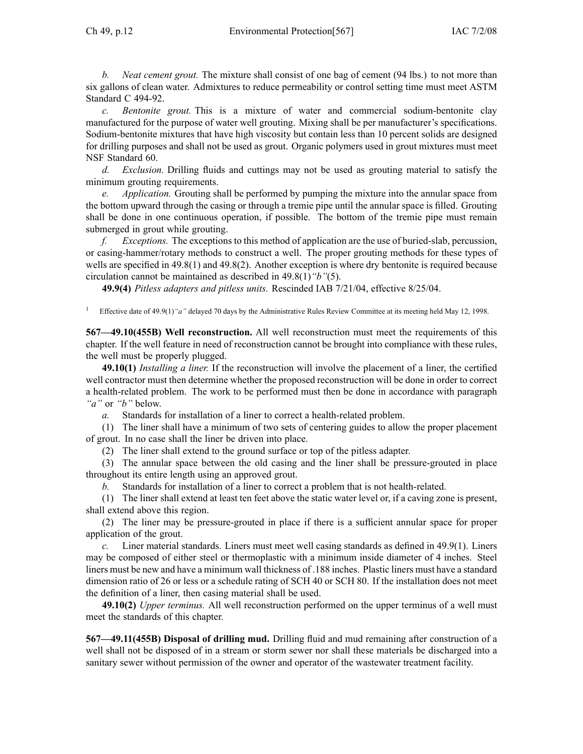*b. Neat cement grout.* The mixture shall consist of one bag of cement (94 lbs.) to not more than six gallons of clean water. Admixtures to reduce permeability or control setting time must meet ASTM Standard C 494-92.

*c. Bentonite grout.* This is a mixture of water and commercial sodium-bentonite clay manufactured for the purpose of water well grouting. Mixing shall be per manufacturer's specifications. Sodium-bentonite mixtures that have high viscosity but contain less than 10 percent solids are designed for drilling purposes and shall not be used as grout. Organic polymers used in grout mixtures must meet NSF Standard 60.

*d. Exclusion.* Drilling fluids and cuttings may not be used as grouting material to satisfy the minimum grouting requirements.

*e. Application.* Grouting shall be performed by pumping the mixture into the annular space from the bottom upward through the casing or through a tremie pipe until the annular space is filled. Grouting shall be done in one continuous operation, if possible. The bottom of the tremie pipe must remain submerged in grout while grouting.

*f. Exceptions.* The exceptions to this method of application are the use of buried-slab, percussion, or casing-hammer/rotary methods to construct a well. The proper grouting methods for these types of wells are specified in 49.8(1) and 49.8(2). Another exception is where dry bentonite is required because circulation cannot be maintained as described in 49.8(1)*"b"*(5).

**49.9(4)** *Pitless adapters and pitless units.* Rescinded IAB 7/21/04, effective 8/25/04.

[1] Effective date of 49.9(1)*"a"* delayed 70 days by the Administrative Rules Review Committee at its meeting held May 12, 1998.

**567—49.10(455B) Well reconstruction.** All well reconstruction must meet the requirements of this chapter. If the well feature in need of reconstruction cannot be brought into compliance with these rules, the well must be properly plugged.

**49.10(1)** *Installing a liner.* If the reconstruction will involve the placement of a liner, the certified well contractor must then determine whether the proposed reconstruction will be done in order to correct a health-related problem. The work to be performed must then be done in accordance with paragraph *"a"* or *"b"* below.

*a.* Standards for installation of a liner to correct a health-related problem.

(1) The liner shall have a minimum of two sets of centering guides to allow the proper placement of grout. In no case shall the liner be driven into place.

(2) The liner shall extend to the ground surface or top of the pitless adapter.

(3) The annular space between the old casing and the liner shall be pressure-grouted in place throughout its entire length using an approved grout.

*b.* Standards for installation of a liner to correct a problem that is not health-related.

(1) The liner shall extend at least ten feet above the static water level or, if a caving zone is present, shall extend above this region.

(2) The liner may be pressure-grouted in place if there is a sufficient annular space for proper application of the grout.

*c.* Liner material standards. Liners must meet well casing standards as defined in 49.9(1). Liners may be composed of either steel or thermoplastic with a minimum inside diameter of 4 inches. Steel liners must be new and have a minimum wall thickness of .188 inches. Plastic liners must have a standard dimension ratio of 26 or less or a schedule rating of SCH 40 or SCH 80. If the installation does not meet the definition of a liner, then casing material shall be used.

**49.10(2)** *Upper terminus.* All well reconstruction performed on the upper terminus of a well must meet the standards of this chapter.

**567—49.11(455B) Disposal of drilling mud.** Drilling fluid and mud remaining after construction of a well shall not be disposed of in a stream or storm sewer nor shall these materials be discharged into a sanitary sewer without permission of the owner and operator of the wastewater treatment facility.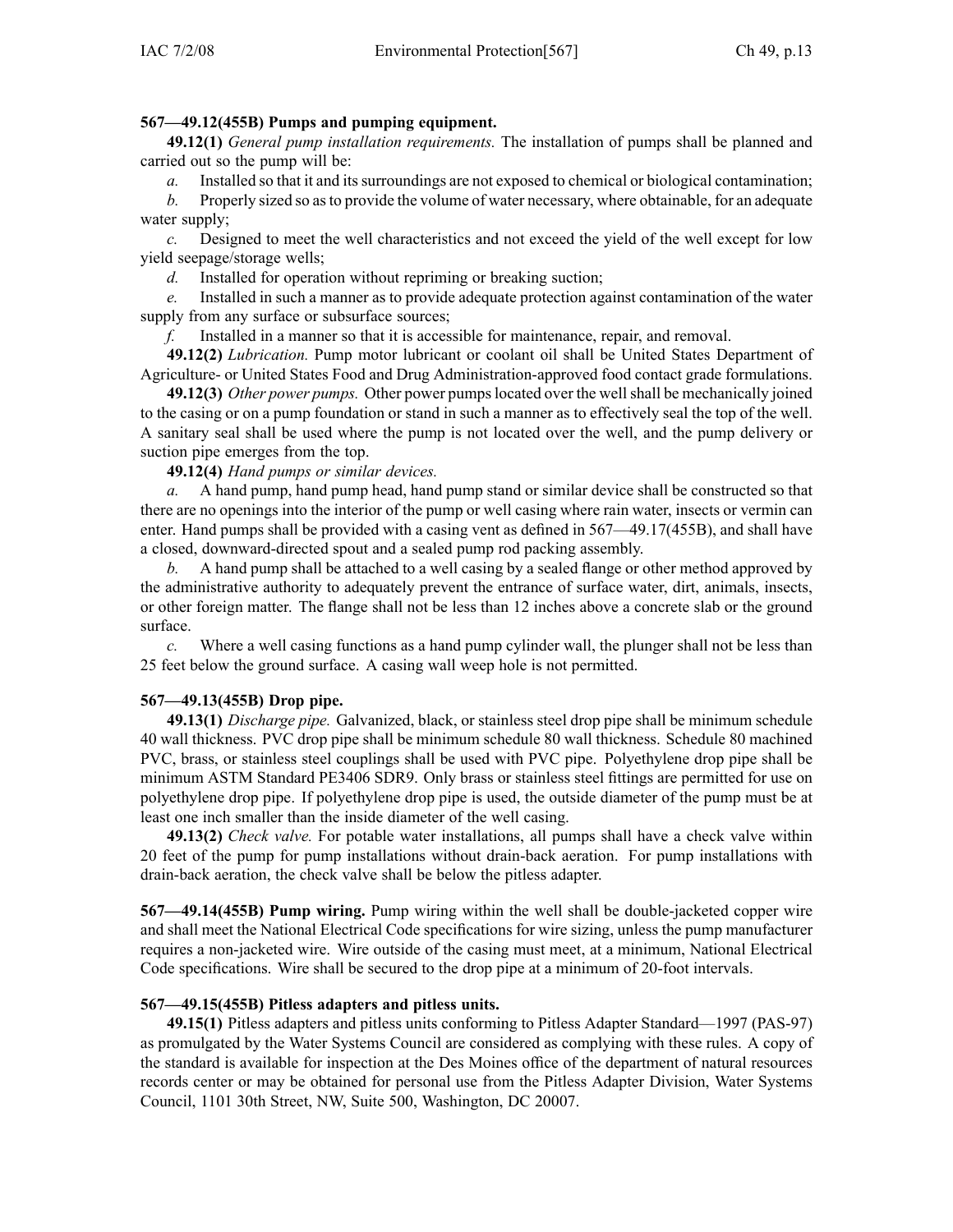**567—49.12(455B) Pumps and pumping equipment.**

**49.12(1)** *General pump installation requirements.* The installation of pumps shall be planned and carried out so the pump will be:

*a.* Installed so that it and its surroundings are not exposed to chemical or biological contamination;

*b.* Properly sized so as to provide the volume of water necessary, where obtainable, for an adequate water supply;

*c.* Designed to meet the well characteristics and not exceed the yield of the well except for low yield seepage/storage wells;

*d.* Installed for operation without repriming or breaking suction;

*e.* Installed in such a manner as to provide adequate protection against contamination of the water supply from any surface or subsurface sources;

*f.* Installed in a manner so that it is accessible for maintenance, repair, and removal.

**49.12(2)** *Lubrication.* Pump motor lubricant or coolant oil shall be United States Department of Agriculture- or United States Food and Drug Administration-approved food contact grade formulations.

**49.12(3)** *Other power pumps.* Other power pumps located over the well shall be mechanically joined to the casing or on a pump foundation or stand in such a manner as to effectively seal the top of the well. A sanitary seal shall be used where the pump is not located over the well, and the pump delivery or suction pipe emerges from the top.

**49.12(4)** *Hand pumps or similar devices.*

*a.* A hand pump, hand pump head, hand pump stand or similar device shall be constructed so that there are no openings into the interior of the pump or well casing where rain water, insects or vermin can enter. Hand pumps shall be provided with a casing vent as defined in 567—49.17(455B), and shall have a closed, downward-directed spout and a sealed pump rod packing assembly.

*b.* A hand pump shall be attached to a well casing by a sealed flange or other method approved by the administrative authority to adequately prevent the entrance of surface water, dirt, animals, insects, or other foreign matter. The flange shall not be less than 12 inches above a concrete slab or the ground surface.

*c.* Where a well casing functions as a hand pump cylinder wall, the plunger shall not be less than 25 feet below the ground surface. A casing wall weep hole is not permitted.

**567—49.13(455B) Drop pipe.**

**49.13(1)** *Discharge pipe.* Galvanized, black, or stainless steel drop pipe shall be minimum schedule 40 wall thickness. PVC drop pipe shall be minimum schedule 80 wall thickness. Schedule 80 machined PVC, brass, or stainless steel couplings shall be used with PVC pipe. Polyethylene drop pipe shall be minimum ASTM Standard PE3406 SDR9. Only brass or stainless steel fittings are permitted for use on polyethylene drop pipe. If polyethylene drop pipe is used, the outside diameter of the pump must be at least one inch smaller than the inside diameter of the well casing.

**49.13(2)** *Check valve.* For potable water installations, all pumps shall have a check valve within 20 feet of the pump for pump installations without drain-back aeration. For pump installations with drain-back aeration, the check valve shall be below the pitless adapter.

**567—49.14(455B) Pump wiring.** Pump wiring within the well shall be double-jacketed copper wire and shall meet the National Electrical Code specifications for wire sizing, unless the pump manufacturer requires a non-jacketed wire. Wire outside of the casing must meet, at a minimum, National Electrical Code specifications. Wire shall be secured to the drop pipe at a minimum of 20-foot intervals.

**567—49.15(455B) Pitless adapters and pitless units.**

**49.15(1)** Pitless adapters and pitless units conforming to Pitless Adapter Standard—1997 (PAS-97) as promulgated by the Water Systems Council are considered as complying with these rules. A copy of the standard is available for inspection at the Des Moines office of the department of natural resources records center or may be obtained for personal use from the Pitless Adapter Division, Water Systems Council, 1101 30th Street, NW, Suite 500, Washington, DC 20007.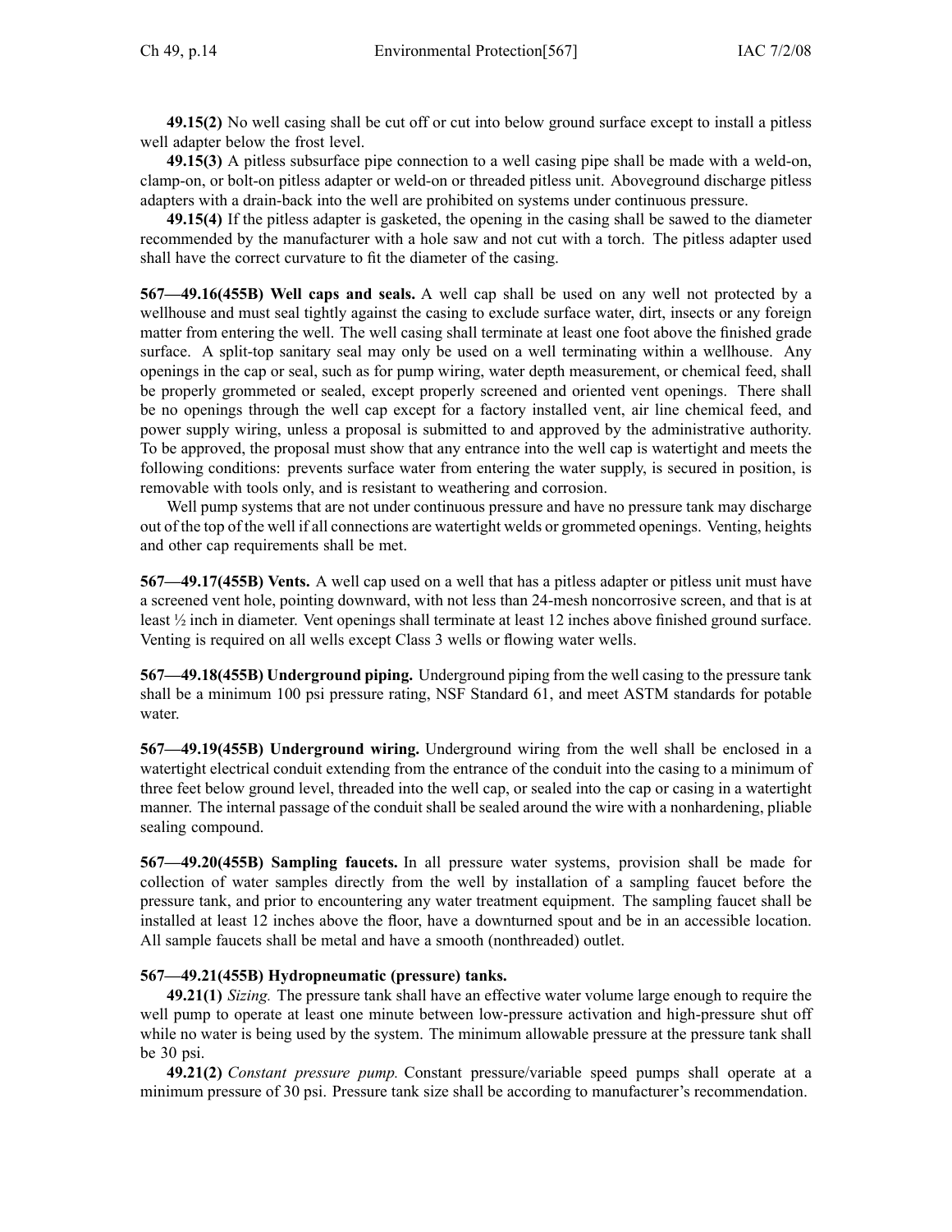**49.15(2)** No well casing shall be cut off or cut into below ground surface except to install a pitless well adapter below the frost level.

**49.15(3)** A pitless subsurface pipe connection to a well casing pipe shall be made with a weld-on, clamp-on, or bolt-on pitless adapter or weld-on or threaded pitless unit. Aboveground discharge pitless adapters with a drain-back into the well are prohibited on systems under continuous pressure.

**49.15(4)** If the pitless adapter is gasketed, the opening in the casing shall be sawed to the diameter recommended by the manufacturer with a hole saw and not cut with a torch. The pitless adapter used shall have the correct curvature to fit the diameter of the casing.

**567—49.16(455B) Well caps and seals.** A well cap shall be used on any well not protected by a wellhouse and must seal tightly against the casing to exclude surface water, dirt, insects or any foreign matter from entering the well. The well casing shall terminate at least one foot above the finished grade surface. A split-top sanitary seal may only be used on a well terminating within a wellhouse. Any openings in the cap or seal, such as for pump wiring, water depth measurement, or chemical feed, shall be properly grommeted or sealed, except properly screened and oriented vent openings. There shall be no openings through the well cap except for a factory installed vent, air line chemical feed, and power supply wiring, unless a proposal is submitted to and approved by the administrative authority. To be approved, the proposal must show that any entrance into the well cap is watertight and meets the following conditions: prevents surface water from entering the water supply, is secured in position, is removable with tools only, and is resistant to weathering and corrosion.

Well pump systems that are not under continuous pressure and have no pressure tank may discharge out of the top of the well if all connections are watertight welds or grommeted openings. Venting, heights and other cap requirements shall be met.

**567—49.17(455B) Vents.** A well cap used on a well that has a pitless adapter or pitless unit must have a screened vent hole, pointing downward, with not less than 24-mesh noncorrosive screen, and that is at least ½ inch in diameter. Vent openings shall terminate at least 12 inches above finished ground surface. Venting is required on all wells except Class 3 wells or flowing water wells.

**567—49.18(455B) Underground piping.** Underground piping from the well casing to the pressure tank shall be a minimum 100 psi pressure rating, NSF Standard 61, and meet ASTM standards for potable water.

**567—49.19(455B) Underground wiring.** Underground wiring from the well shall be enclosed in a watertight electrical conduit extending from the entrance of the conduit into the casing to a minimum of three feet below ground level, threaded into the well cap, or sealed into the cap or casing in a watertight manner. The internal passage of the conduit shall be sealed around the wire with a nonhardening, pliable sealing compound.

**567—49.20(455B) Sampling faucets.** In all pressure water systems, provision shall be made for collection of water samples directly from the well by installation of a sampling faucet before the pressure tank, and prior to encountering any water treatment equipment. The sampling faucet shall be installed at least 12 inches above the floor, have a downturned spout and be in an accessible location. All sample faucets shall be metal and have a smooth (nonthreaded) outlet.

**567—49.21(455B) Hydropneumatic (pressure) tanks.**

**49.21(1)** *Sizing.* The pressure tank shall have an effective water volume large enough to require the well pump to operate at least one minute between low-pressure activation and high-pressure shut off while no water is being used by the system. The minimum allowable pressure at the pressure tank shall be 30 psi.

**49.21(2)** *Constant pressure pump.* Constant pressure/variable speed pumps shall operate at a minimum pressure of 30 psi. Pressure tank size shall be according to manufacturer's recommendation.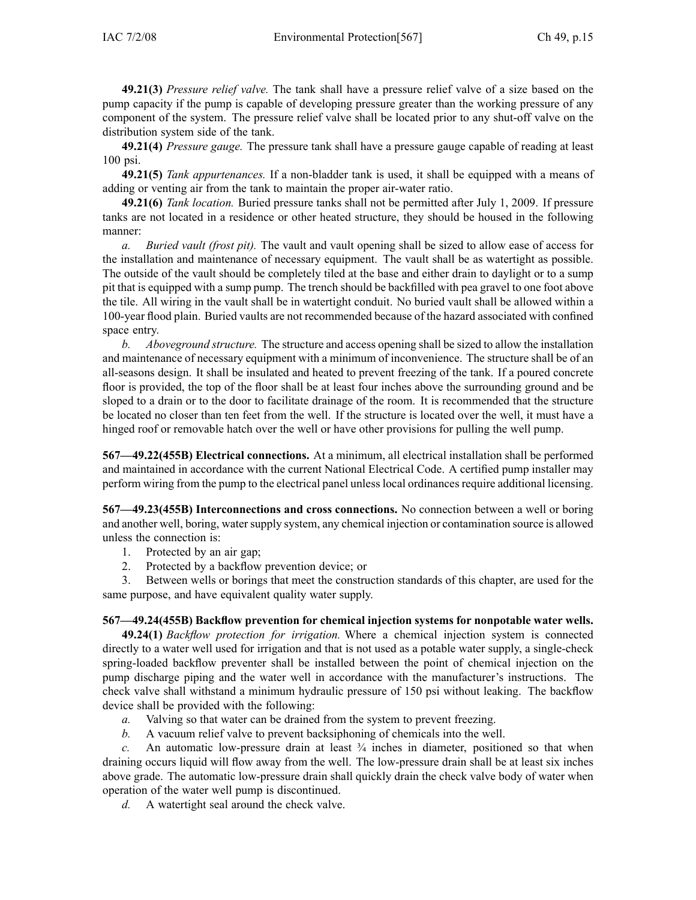**49.21(3)** *Pressure relief valve.* The tank shall have a pressure relief valve of a size based on the pump capacity if the pump is capable of developing pressure greater than the working pressure of any component of the system. The pressure relief valve shall be located prior to any shut-off valve on the distribution system side of the tank.

**49.21(4)** *Pressure gauge.* The pressure tank shall have a pressure gauge capable of reading at least 100 psi.

**49.21(5)** *Tank appurtenances.* If a non-bladder tank is used, it shall be equipped with a means of adding or venting air from the tank to maintain the proper air-water ratio.

**49.21(6)** *Tank location.* Buried pressure tanks shall not be permitted after July 1, 2009. If pressure tanks are not located in a residence or other heated structure, they should be housed in the following manner:

*a.* *Buried vault (frost pit).* The vault and vault opening shall be sized to allow ease of access for the installation and maintenance of necessary equipment. The vault shall be as watertight as possible. The outside of the vault should be completely tiled at the base and either drain to daylight or to a sump pit that is equipped with a sump pump. The trench should be backfilled with pea gravel to one foot above the tile. All wiring in the vault shall be in watertight conduit. No buried vault shall be allowed within a 100-year flood plain. Buried vaults are not recommended because of the hazard associated with confined space entry.

*b.* *Aboveground structure.* The structure and access opening shall be sized to allow the installation and maintenance of necessary equipment with a minimum of inconvenience. The structure shall be of an all-seasons design. It shall be insulated and heated to prevent freezing of the tank. If a poured concrete floor is provided, the top of the floor shall be at least four inches above the surrounding ground and be sloped to a drain or to the door to facilitate drainage of the room. It is recommended that the structure be located no closer than ten feet from the well. If the structure is located over the well, it must have a hinged roof or removable hatch over the well or have other provisions for pulling the well pump.

**567—49.22(455B) Electrical connections.** At a minimum, all electrical installation shall be performed and maintained in accordance with the current National Electrical Code. A certified pump installer may perform wiring from the pump to the electrical panel unless local ordinances require additional licensing.

**567—49.23(455B) Interconnections and cross connections.** No connection between a well or boring and another well, boring, water supply system, any chemical injection or contamination source is allowed unless the connection is:

1. Protected by an air gap;
2. Protected by a backflow prevention device; or
3. Between wells or borings that meet the construction standards of this chapter, are used for the same purpose, and have equivalent quality water supply.

**567—49.24(455B) Backflow prevention for chemical injection systems for nonpotable water wells.**

**49.24(1)** *Backflow protection for irrigation.* Where a chemical injection system is connected directly to a water well used for irrigation and that is not used as a potable water supply, a single-check spring-loaded backflow preventer shall be installed between the point of chemical injection on the pump discharge piping and the water well in accordance with the manufacturer's instructions. The check valve shall withstand a minimum hydraulic pressure of 150 psi without leaking. The backflow device shall be provided with the following:

*a.* Valving so that water can be drained from the system to prevent freezing.

*b.* A vacuum relief valve to prevent backsiphoning of chemicals into the well.

*c.* An automatic low-pressure drain at least ¾ inches in diameter, positioned so that when draining occurs liquid will flow away from the well. The low-pressure drain shall be at least six inches above grade. The automatic low-pressure drain shall quickly drain the check valve body of water when operation of the water well pump is discontinued.

*d.* A watertight seal around the check valve.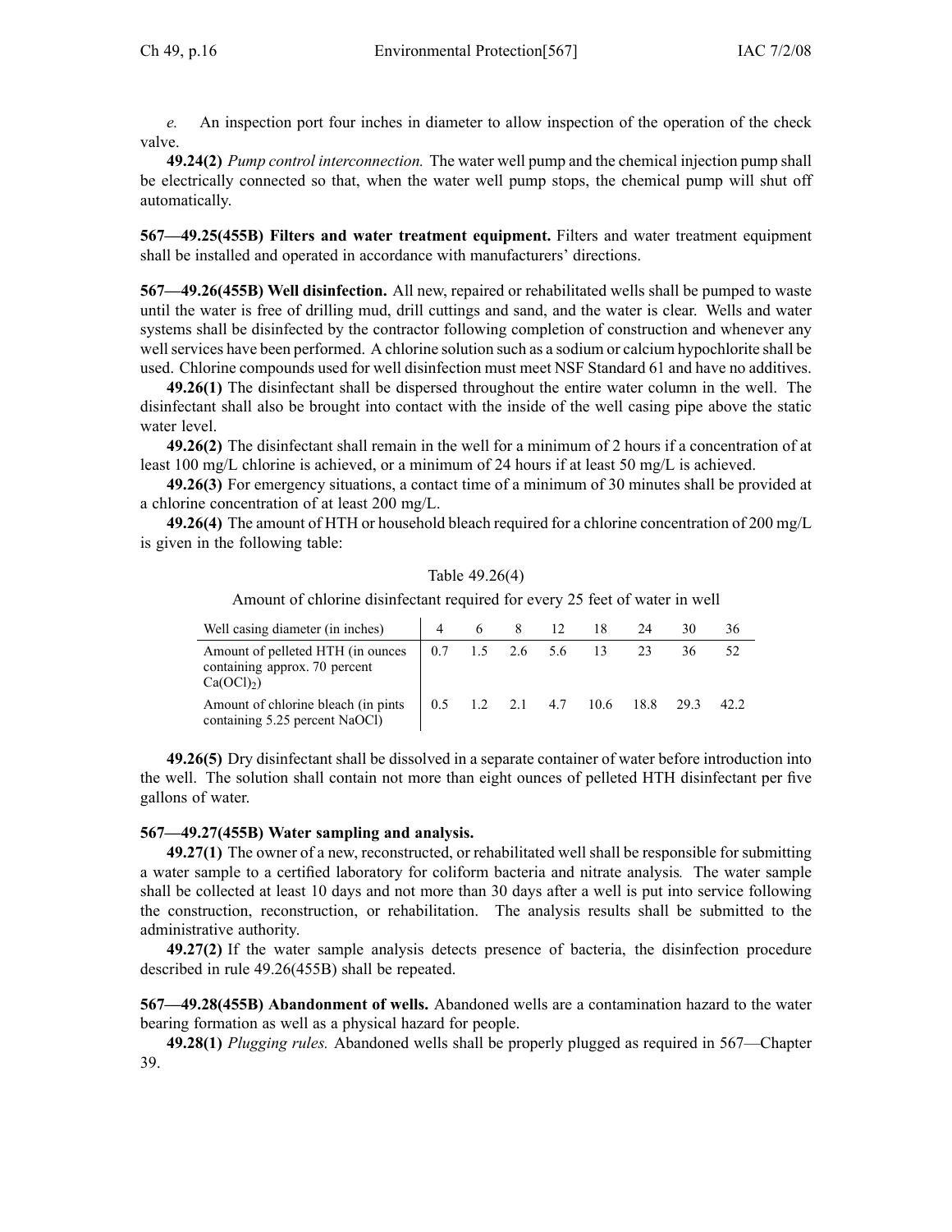*e.* An inspection port four inches in diameter to allow inspection of the operation of the check valve.

**49.24(2)** *Pump control interconnection.* The water well pump and the chemical injection pump shall be electrically connected so that, when the water well pump stops, the chemical pump will shut off automatically.

**567—49.25(455B) Filters and water treatment equipment.** Filters and water treatment equipment shall be installed and operated in accordance with manufacturers' directions.

**567—49.26(455B) Well disinfection.** All new, repaired or rehabilitated wells shall be pumped to waste until the water is free of drilling mud, drill cuttings and sand, and the water is clear. Wells and water systems shall be disinfected by the contractor following completion of construction and whenever any well services have been performed. A chlorine solution such as a sodium or calcium hypochlorite shall be used. Chlorine compounds used for well disinfection must meet NSF Standard 61 and have no additives.

**49.26(1)** The disinfectant shall be dispersed throughout the entire water column in the well. The disinfectant shall also be brought into contact with the inside of the well casing pipe above the static water level.

**49.26(2)** The disinfectant shall remain in the well for a minimum of 2 hours if a concentration of at least 100 mg/L chlorine is achieved, or a minimum of 24 hours if at least 50 mg/L is achieved.

**49.26(3)** For emergency situations, a contact time of a minimum of 30 minutes shall be provided at a chlorine concentration of at least 200 mg/L.

**49.26(4)** The amount of HTH or household bleach required for a chlorine concentration of 200 mg/L is given in the following table:

Table 49.26(4)

Amount of chlorine disinfectant required for every 25 feet of water in well

| Well casing diameter (in inches) | 4 | 6 | 8 | 12 | 18 | 24 | 30 | 36 |
|---|---|---|---|---|---|---|---|---|
| Amount of pelleted HTH (in ounces containing approx. 70 percent $Ca(OCl)_2$) | 0.7 | 1.5 | 2.6 | 5.6 | 13 | 23 | 36 | 52 |
| Amount of chlorine bleach (in pints containing 5.25 percent NaOCl) | 0.5 | 1.2 | 2.1 | 4.7 | 10.6 | 18.8 | 29.3 | 42.2 |

**49.26(5)** Dry disinfectant shall be dissolved in a separate container of water before introduction into the well. The solution shall contain not more than eight ounces of pelleted HTH disinfectant per five gallons of water.

**567—49.27(455B) Water sampling and analysis.**

**49.27(1)** The owner of a new, reconstructed, or rehabilitated well shall be responsible for submitting a water sample to a certified laboratory for coliform bacteria and nitrate analysis. The water sample shall be collected at least 10 days and not more than 30 days after a well is put into service following the construction, reconstruction, or rehabilitation. The analysis results shall be submitted to the administrative authority.

**49.27(2)** If the water sample analysis detects presence of bacteria, the disinfection procedure described in rule 49.26(455B) shall be repeated.

**567—49.28(455B) Abandonment of wells.** Abandoned wells are a contamination hazard to the water bearing formation as well as a physical hazard for people.

**49.28(1)** *Plugging rules.* Abandoned wells shall be properly plugged as required in 567—Chapter 39.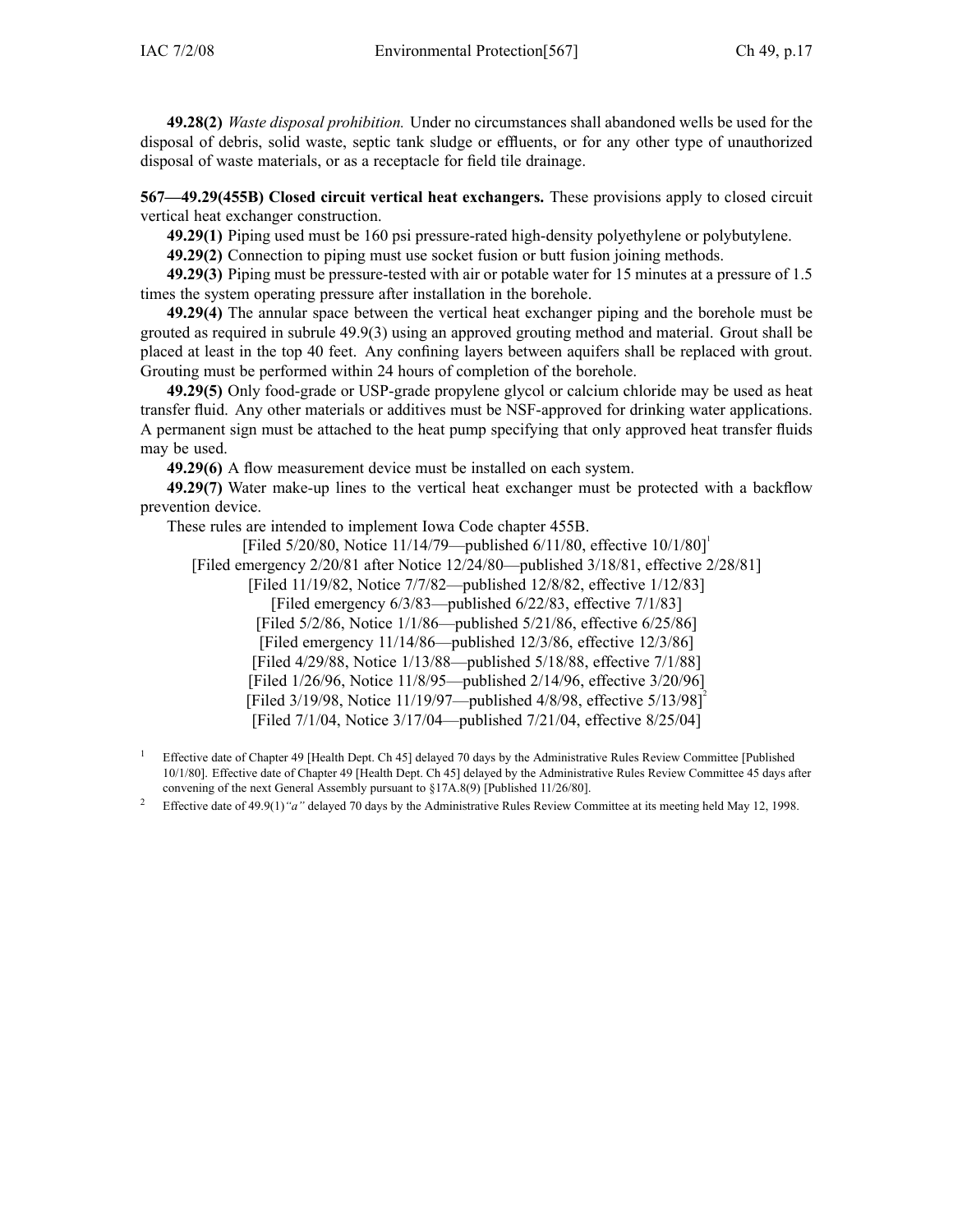**49.28(2)** *Waste disposal prohibition.* Under no circumstances shall abandoned wells be used for the disposal of debris, solid waste, septic tank sludge or effluents, or for any other type of unauthorized disposal of waste materials, or as a receptacle for field tile drainage.

**567—49.29(455B) Closed circuit vertical heat exchangers.** These provisions apply to closed circuit vertical heat exchanger construction.

**49.29(1)** Piping used must be 160 psi pressure-rated high-density polyethylene or polybutylene.

**49.29(2)** Connection to piping must use socket fusion or butt fusion joining methods.

**49.29(3)** Piping must be pressure-tested with air or potable water for 15 minutes at a pressure of 1.5 times the system operating pressure after installation in the borehole.

**49.29(4)** The annular space between the vertical heat exchanger piping and the borehole must be grouted as required in subrule 49.9(3) using an approved grouting method and material. Grout shall be placed at least in the top 40 feet. Any confining layers between aquifers shall be replaced with grout. Grouting must be performed within 24 hours of completion of the borehole.

**49.29(5)** Only food-grade or USP-grade propylene glycol or calcium chloride may be used as heat transfer fluid. Any other materials or additives must be NSF-approved for drinking water applications. A permanent sign must be attached to the heat pump specifying that only approved heat transfer fluids may be used.

**49.29(6)** A flow measurement device must be installed on each system.

**49.29(7)** Water make-up lines to the vertical heat exchanger must be protected with a backflow prevention device.

These rules are intended to implement Iowa Code chapter 455B.

[Filed 5/20/80, Notice 11/14/79—published 6/11/80, effective 10/1/80][1]
[Filed emergency 2/20/81 after Notice 12/24/80—published 3/18/81, effective 2/28/81]
[Filed 11/19/82, Notice 7/7/82—published 12/8/82, effective 1/12/83]
[Filed emergency 6/3/83—published 6/22/83, effective 7/1/83]
[Filed 5/2/86, Notice 1/1/86—published 5/21/86, effective 6/25/86]
[Filed emergency 11/14/86—published 12/3/86, effective 12/3/86]
[Filed 4/29/88, Notice 1/13/88—published 5/18/88, effective 7/1/88]
[Filed 1/26/96, Notice 11/8/95—published 2/14/96, effective 3/20/96]
[Filed 3/19/98, Notice 11/19/97—published 4/8/98, effective 5/13/98][2]
[Filed 7/1/04, Notice 3/17/04—published 7/21/04, effective 8/25/04]

[1] Effective date of Chapter 49 [Health Dept. Ch 45] delayed 70 days by the Administrative Rules Review Committee [Published 10/1/80]. Effective date of Chapter 49 [Health Dept. Ch 45] delayed by the Administrative Rules Review Committee 45 days after convening of the next General Assembly pursuant to §17A.8(9) [Published 11/26/80].

[2] Effective date of 49.9(1)*"a"* delayed 70 days by the Administrative Rules Review Committee at its meeting held May 12, 1998.